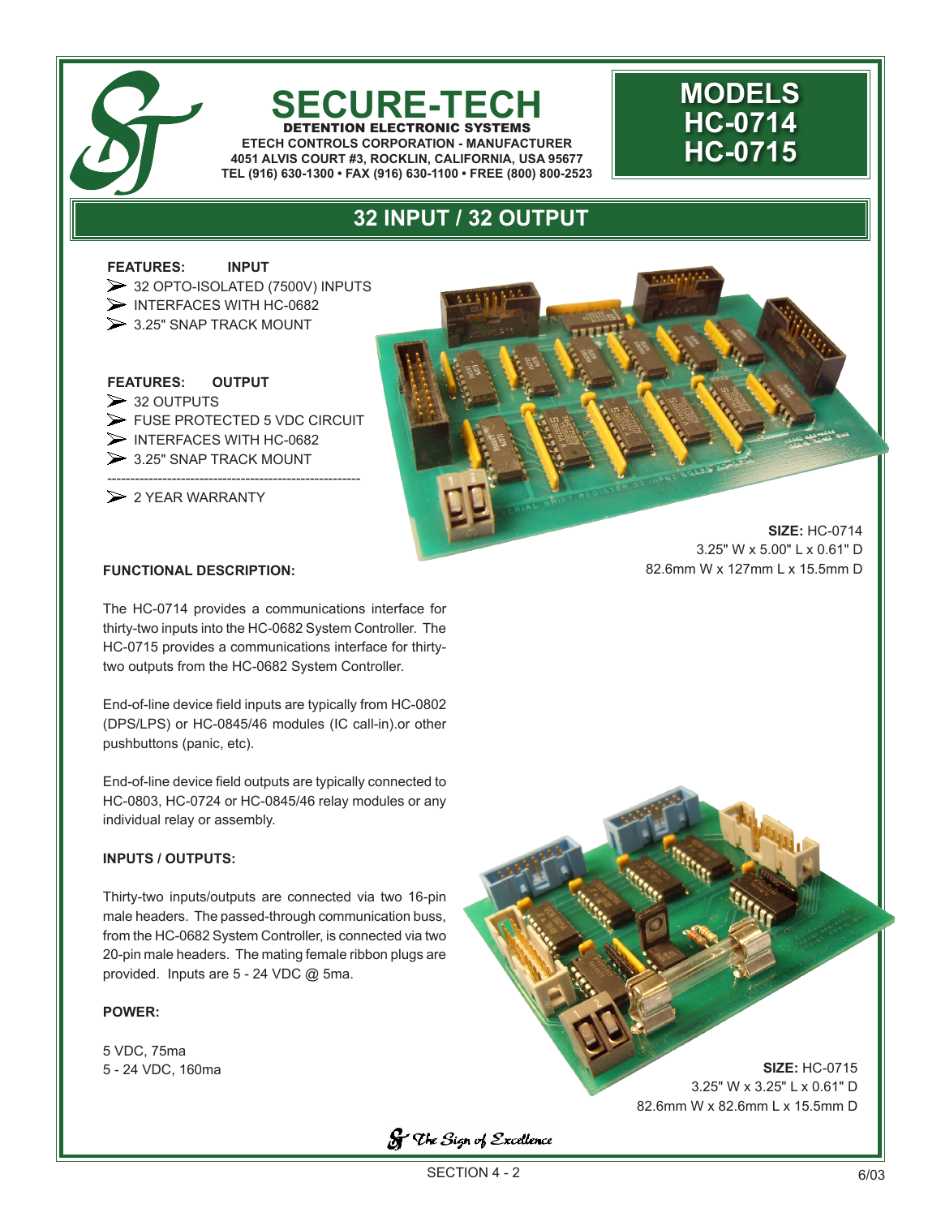# SECURE-TECH

**DETENTION ELECTRONIC SYSTEMS**
**ETECH CONTROLS CORPORATION - MANUFACTURER**
**4051 ALVIS COURT #3, ROCKLIN, CALIFORNIA, USA 95677**
**TEL (916) 630-1300 • FAX (916) 630-1100 • FREE (800) 800-2523**

# MODELS HC-0714 HC-0715

## 32 INPUT / 32 OUTPUT

**FEATURES: INPUT**

- 32 OPTO-ISOLATED (7500V) INPUTS
- INTERFACES WITH HC-0682
- 3.25" SNAP TRACK MOUNT

**FEATURES: OUTPUT**

- 32 OUTPUTS
- FUSE PROTECTED 5 VDC CIRCUIT
- INTERFACES WITH HC-0682
- 3.25" SNAP TRACK MOUNT

---

- 2 YEAR WARRANTY

**SIZE:** HC-0714
3.25" W x 5.00" L x 0.61" D
82.6mm W x 127mm L x 15.5mm D

### FUNCTIONAL DESCRIPTION:

The HC-0714 provides a communications interface for thirty-two inputs into the HC-0682 System Controller. The HC-0715 provides a communications interface for thirty-two outputs from the HC-0682 System Controller.

End-of-line device field inputs are typically from HC-0802 (DPS/LPS) or HC-0845/46 modules (IC call-in).or other pushbuttons (panic, etc).

End-of-line device field outputs are typically connected to HC-0803, HC-0724 or HC-0845/46 relay modules or any individual relay or assembly.

### INPUTS / OUTPUTS:

Thirty-two inputs/outputs are connected via two 16-pin male headers. The passed-through communication buss, from the HC-0682 System Controller, is connected via two 20-pin male headers. The mating female ribbon plugs are provided. Inputs are 5 - 24 VDC @ 5ma.

### POWER:

5 VDC, 75ma
5 - 24 VDC, 160ma

**SIZE:** HC-0715
3.25" W x 3.25" L x 0.61" D
82.6mm W x 82.6mm L x 15.5mm D

*The Sign of Excellence*

SECTION 4 - 2

6/03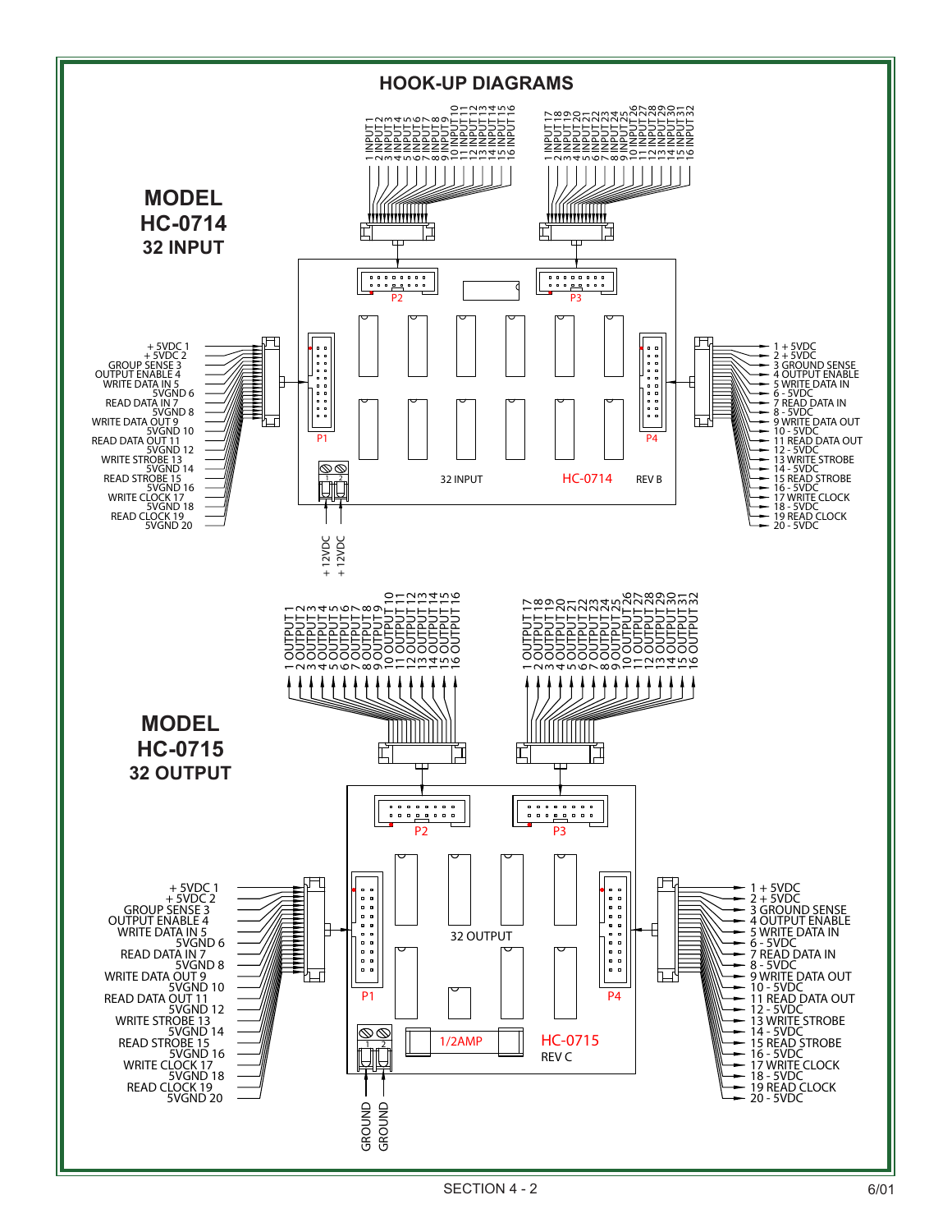# HOOK-UP DIAGRAMS

## MODEL HC-0714 32 INPUT

1 INPUT 1
2 INPUT 2
3 INPUT 3
4 INPUT 4
5 INPUT 5
6 INPUT 6
7 INPUT 7
8 INPUT 8
9 INPUT 9
10 INPUT 10
11 INPUT 11
12 INPUT 12
13 INPUT 13
14 INPUT 14
15 INPUT 15
16 INPUT 16

1 INPUT 17
2 INPUT 18
3 INPUT 19
4 INPUT 20
5 INPUT 21
6 INPUT 22
7 INPUT 23
8 INPUT 24
9 INPUT 25
10 INPUT 26
11 INPUT 27
12 INPUT 28
13 INPUT 29
14 INPUT 30
15 INPUT 31
16 INPUT 32

P2
P3
P1
P4

+ 5VDC 1
+ 5VDC 2
GROUP SENSE 3
OUTPUT ENABLE 4
WRITE DATA IN 5
5VGND 6
READ DATA IN 7
5VGND 8
WRITE DATA OUT 9
5VGND 10
READ DATA OUT 11
5VGND 12
WRITE STROBE 13
5VGND 14
READ STROBE 15
5VGND 16
WRITE CLOCK 17
5VGND 18
READ CLOCK 19
5VGND 20

1 + 5VDC
2 + 5VDC
3 GROUND SENSE
4 OUTPUT ENABLE
5 WRITE DATA IN
6 - 5VDC
7 READ DATA IN
8 - 5VDC
9 WRITE DATA OUT
10 - 5VDC
11 READ DATA OUT
12 - 5VDC
13 WRITE STROBE
14 - 5VDC
15 READ STROBE
16 - 5VDC
17 WRITE CLOCK
18 - 5VDC
19 READ CLOCK
20 - 5VDC

32 INPUT
HC-0714
REV B

1 2
+ 12VDC
+ 12VDC

## MODEL HC-0715 32 OUTPUT

1 OUTPUT 1
2 OUTPUT 2
3 OUTPUT 3
4 OUTPUT 4
5 OUTPUT 5
6 OUTPUT 6
7 OUTPUT 7
8 OUTPUT 8
9 OUTPUT 9
10 OUTPUT 10
11 OUTPUT 11
12 OUTPUT 12
13 OUTPUT 13
14 OUTPUT 14
15 OUTPUT 15
16 OUTPUT 16

1 OUTPUT 17
2 OUTPUT 18
3 OUTPUT 19
4 OUTPUT 20
5 OUTPUT 21
6 OUTPUT 22
7 OUTPUT 23
8 OUTPUT 24
9 OUTPUT 25
10 OUTPUT 26
11 OUTPUT 27
12 OUTPUT 28
13 OUTPUT 29
14 OUTPUT 30
15 OUTPUT 31
16 OUTPUT 32

P2
P3
P1
P4

+ 5VDC 1
+ 5VDC 2
GROUP SENSE 3
OUTPUT ENABLE 4
WRITE DATA IN 5
5VGND 6
READ DATA IN 7
5VGND 8
WRITE DATA OUT 9
5VGND 10
READ DATA OUT 11
5VGND 12
WRITE STROBE 13
5VGND 14
READ STROBE 15
5VGND 16
WRITE CLOCK 17
5VGND 18
READ CLOCK 19
5VGND 20

1 + 5VDC
2 + 5VDC
3 GROUND SENSE
4 OUTPUT ENABLE
5 WRITE DATA IN
6 - 5VDC
7 READ DATA IN
8 - 5VDC
9 WRITE DATA OUT
10 - 5VDC
11 READ DATA OUT
12 - 5VDC
13 WRITE STROBE
14 - 5VDC
15 READ STROBE
16 - 5VDC
17 WRITE CLOCK
18 - 5VDC
19 READ CLOCK
20 - 5VDC

32 OUTPUT
1/2AMP
HC-0715
REV C

1 2
GROUND
GROUND

SECTION 4 - 2

6/01